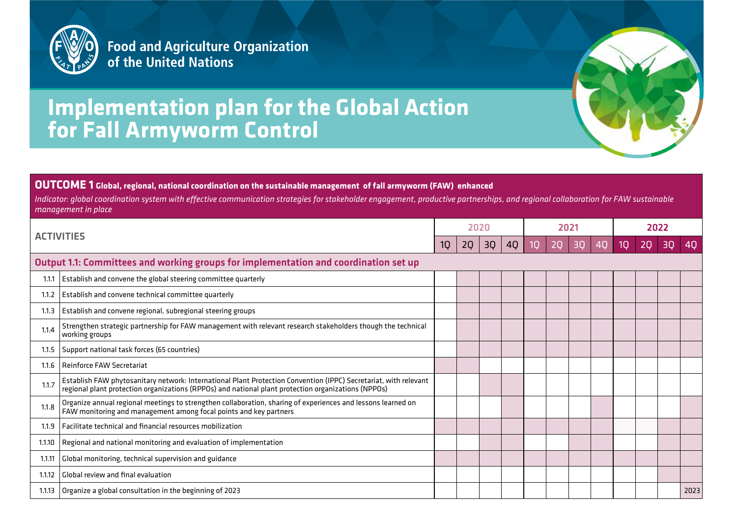# Implementation plan for the Global Action for Fall Armyworm Control

Food and Agriculture Organization of the United Nations

## OUTCOME 1 Global, regional, national coordination on the sustainable management of fall armyworm (FAW) enhanced

*Indicator: global coordination system with effective communication strategies for stakeholder engagement, productive partnerships, and regional collaboration for FAW sustainable management in place*

| ACTIVITIES | | 2020 | | | | 2021 | | | | 2022 | | | |
|---|---|---|---|---|---|---|---|---|---|---|---|---|---|
| | | 1Q | 2Q | 3Q | 4Q | 1Q | 2Q | 3Q | 4Q | 1Q | 2Q | 3Q | 4Q |
| **Output 1.1: Committees and working groups for implementation and coordination set up** | | | | | | | | | | | | | |
| 1.1.1 | Establish and convene the global steering committee quarterly | | | | | | | | | | | | |
| 1.1.2 | Establish and convene technical committee quarterly | | | | | | | | | | | | |
| 1.1.3 | Establish and convene regional, subregional steering groups | | | | | | | | | | | | |
| 1.1.4 | Strengthen strategic partnership for FAW management with relevant research stakeholders though the technical working groups | | | | | | | | | | | | |
| 1.1.5 | Support national task forces (65 countries) | | | | | | | | | | | | |
| 1.1.6 | Reinforce FAW Secretariat | | | | | | | | | | | | |
| 1.1.7 | Establish FAW phytosanitary network: International Plant Protection Convention (IPPC) Secretariat, with relevant regional plant protection organizations (RPPOs) and national plant protection organizations (NPPOs) | | | | | | | | | | | | |
| 1.1.8 | Organize annual regional meetings to strengthen collaboration, sharing of experiences and lessons learned on FAW monitoring and management among focal points and key partners | | | | | | | | | | | | |
| 1.1.9 | Facilitate technical and financial resources mobilization | | | | | | | | | | | | |
| 1.1.10 | Regional and national monitoring and evaluation of implementation | | | | | | | | | | | | |
| 1.1.11 | Global monitoring, technical supervision and guidance | | | | | | | | | | | | |
| 1.1.12 | Global review and final evaluation | | | | | | | | | | | | |
| 1.1.13 | Organize a global consultation in the beginning of 2023 | | | | | | | | | | | | 2023 |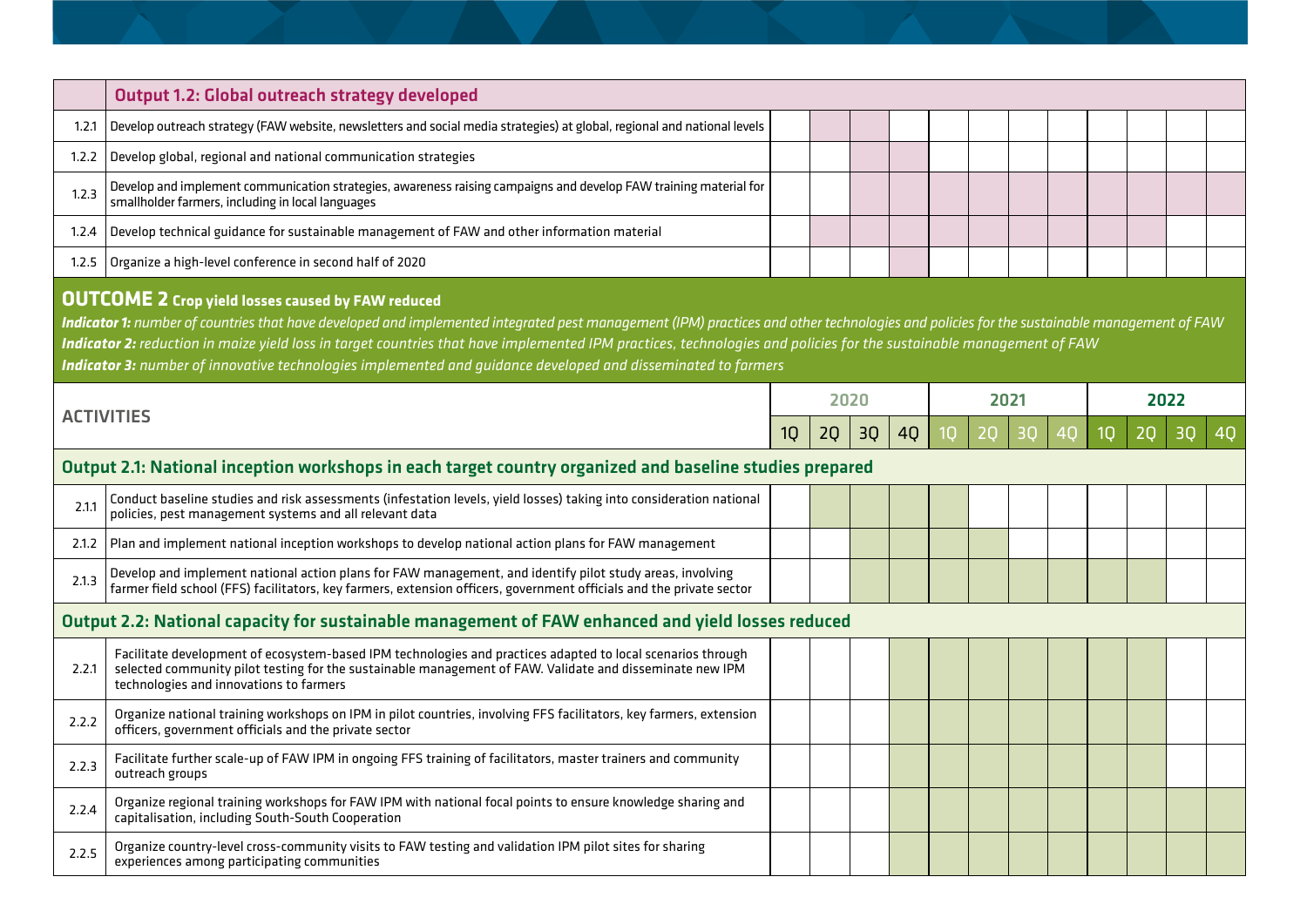| | Output 1.2: Global outreach strategy developed | 2020 1Q | 2020 2Q | 2020 3Q | 2020 4Q | 2021 1Q | 2021 2Q | 2021 3Q | 2021 4Q | 2022 1Q | 2022 2Q | 2022 3Q | 2022 4Q |
|---|---|---|---|---|---|---|---|---|---|---|---|---|---|
| 1.2.1 | Develop outreach strategy (FAW website, newsletters and social media strategies) at global, regional and national levels | | ■ | ■ | | | | | | | | | |
| 1.2.2 | Develop global, regional and national communication strategies | | | ■ | ■ | | | | | | | | |
| 1.2.3 | Develop and implement communication strategies, awareness raising campaigns and develop FAW training material for smallholder farmers, including in local languages | | | ■ | ■ | ■ | ■ | ■ | ■ | ■ | ■ | ■ | ■ |
| 1.2.4 | Develop technical guidance for sustainable management of FAW and other information material | | ■ | ■ | ■ | ■ | ■ | ■ | ■ | ■ | ■ | | |
| 1.2.5 | Organize a high-level conference in second half of 2020 | | | | ■ | | | | | | | | |

## OUTCOME 2 Crop yield losses caused by FAW reduced

***Indicator 1:*** *number of countries that have developed and implemented integrated pest management (IPM) practices and other technologies and policies for the sustainable management of FAW*

***Indicator 2:*** *reduction in maize yield loss in target countries that have implemented IPM practices, technologies and policies for the sustainable management of FAW*

***Indicator 3:*** *number of innovative technologies implemented and guidance developed and disseminated to farmers*

| ACTIVITIES | | 2020 | | | | 2021 | | | | 2022 | | | |
|---|---|---|---|---|---|---|---|---|---|---|---|---|---|
| | | 1Q | 2Q | 3Q | 4Q | 1Q | 2Q | 3Q | 4Q | 1Q | 2Q | 3Q | 4Q |
| | **Output 2.1: National inception workshops in each target country organized and baseline studies prepared** | | | | | | | | | | | | |
| 2.1.1 | Conduct baseline studies and risk assessments (infestation levels, yield losses) taking into consideration national policies, pest management systems and all relevant data | | ■ | ■ | ■ | ■ | | | | | | | |
| 2.1.2 | Plan and implement national inception workshops to develop national action plans for FAW management | | | ■ | ■ | ■ | ■ | | | | | | |
| 2.1.3 | Develop and implement national action plans for FAW management, and identify pilot study areas, involving farmer field school (FFS) facilitators, key farmers, extension officers, government officials and the private sector | | | ■ | ■ | ■ | ■ | ■ | ■ | ■ | ■ | | |
| | **Output 2.2: National capacity for sustainable management of FAW enhanced and yield losses reduced** | | | | | | | | | | | | |
| 2.2.1 | Facilitate development of ecosystem-based IPM technologies and practices adapted to local scenarios through selected community pilot testing for the sustainable management of FAW. Validate and disseminate new IPM technologies and innovations to farmers | | | | ■ | ■ | ■ | ■ | ■ | ■ | ■ | | |
| 2.2.2 | Organize national training workshops on IPM in pilot countries, involving FFS facilitators, key farmers, extension officers, government officials and the private sector | | | | ■ | ■ | ■ | ■ | ■ | ■ | ■ | | |
| 2.2.3 | Facilitate further scale-up of FAW IPM in ongoing FFS training of facilitators, master trainers and community outreach groups | | | | ■ | ■ | ■ | ■ | ■ | ■ | ■ | | |
| 2.2.4 | Organize regional training workshops for FAW IPM with national focal points to ensure knowledge sharing and capitalisation, including South-South Cooperation | | | | ■ | ■ | ■ | ■ | ■ | ■ | ■ | ■ | ■ |
| 2.2.5 | Organize country-level cross-community visits to FAW testing and validation IPM pilot sites for sharing experiences among participating communities | | | | ■ | ■ | ■ | ■ | ■ | ■ | ■ | ■ | ■ |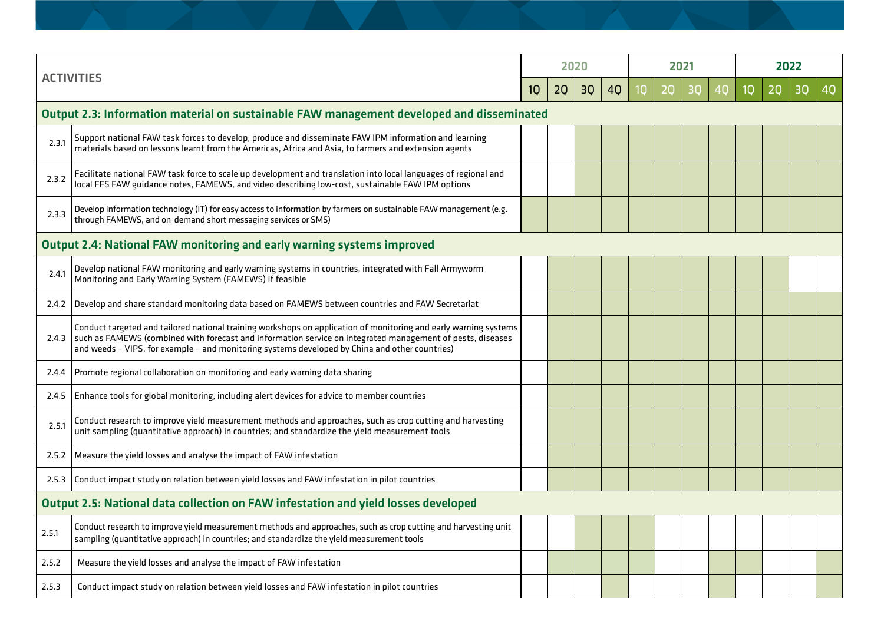| ACTIVITIES | | 2020 | | | | 2021 | | | | 2022 | | | |
|---|---|---|---|---|---|---|---|---|---|---|---|---|---|
| | | 1Q | 2Q | 3Q | 4Q | 1Q | 2Q | 3Q | 4Q | 1Q | 2Q | 3Q | 4Q |
| **Output 2.3: Information material on sustainable FAW management developed and disseminated** | | | | | | | | | | | | | |
| 2.3.1 | Support national FAW task forces to develop, produce and disseminate FAW IPM information and learning materials based on lessons learnt from the Americas, Africa and Asia, to farmers and extension agents | | | X | X | X | X | X | X | X | X | X | X |
| 2.3.2 | Facilitate national FAW task force to scale up development and translation into local languages of regional and local FFS FAW guidance notes, FAMEWS, and video describing low-cost, sustainable FAW IPM options | | | X | X | X | X | X | X | X | X | X | X |
| 2.3.3 | Develop information technology (IT) for easy access to information by farmers on sustainable FAW management (e.g. through FAMEWS, and on-demand short messaging services or SMS) | X | X | X | X | X | X | X | X | X | X | X | X |
| **Output 2.4: National FAW monitoring and early warning systems improved** | | | | | | | | | | | | | |
| 2.4.1 | Develop national FAW monitoring and early warning systems in countries, integrated with Fall Armyworm Monitoring and Early Warning System (FAMEWS) if feasible | | X | X | X | X | X | X | X | X | X | | |
| 2.4.2 | Develop and share standard monitoring data based on FAMEWS between countries and FAW Secretariat | | X | X | X | X | X | X | X | X | X | X | X |
| 2.4.3 | Conduct targeted and tailored national training workshops on application of monitoring and early warning systems such as FAMEWS (combined with forecast and information service on integrated management of pests, diseases and weeds – VIPS, for example – and monitoring systems developed by China and other countries) | | X | X | X | X | X | X | X | X | X | X | X |
| 2.4.4 | Promote regional collaboration on monitoring and early warning data sharing | | X | X | X | X | X | X | X | X | X | X | X |
| 2.4.5 | Enhance tools for global monitoring, including alert devices for advice to member countries | | X | X | X | X | X | X | X | X | X | X | X |
| 2.5.1 | Conduct research to improve yield measurement methods and approaches, such as crop cutting and harvesting unit sampling (quantitative approach) in countries; and standardize the yield measurement tools | | X | X | X | X | X | X | X | X | X | X | X |
| 2.5.2 | Measure the yield losses and analyse the impact of FAW infestation | | X | X | X | X | X | X | X | X | X | X | X |
| 2.5.3 | Conduct impact study on relation between yield losses and FAW infestation in pilot countries | | X | X | X | X | X | X | X | X | X | X | X |
| **Output 2.5: National data collection on FAW infestation and yield losses developed** | | | | | | | | | | | | | |
| 2.5.1 | Conduct research to improve yield measurement methods and approaches, such as crop cutting and harvesting unit sampling (quantitative approach) in countries; and standardize the yield measurement tools | | | X | X | X | | | | | | | |
| 2.5.2 | Measure the yield losses and analyse the impact of FAW infestation | | X | X | X | X | | | X | X | | | X |
| 2.5.3 | Conduct impact study on relation between yield losses and FAW infestation in pilot countries | | | | X | | | | X | | | | X |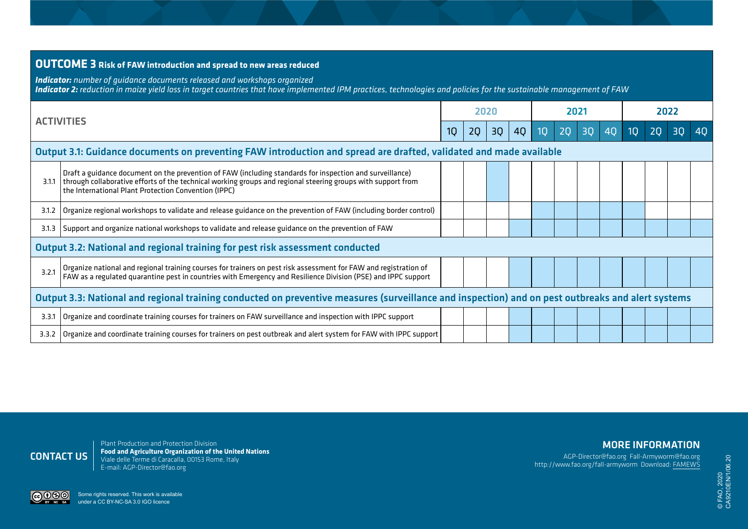## OUTCOME 3 Risk of FAW introduction and spread to new areas reduced

***Indicator:*** *number of guidance documents released and workshops organized*
***Indicator 2:*** *reduction in maize yield loss in target countries that have implemented IPM practices, technologies and policies for the sustainable management of FAW*

| ACTIVITIES | | 2020 | | | | 2021 | | | | 2022 | | | |
|---|---|---|---|---|---|---|---|---|---|---|---|---|---|
| | | 1Q | 2Q | 3Q | 4Q | 1Q | 2Q | 3Q | 4Q | 1Q | 2Q | 3Q | 4Q |
| **Output 3.1: Guidance documents on preventing FAW introduction and spread are drafted, validated and made available** | | | | | | | | | | | | | |
| 3.1.1 | Draft a guidance document on the prevention of FAW (including standards for inspection and surveillance) through collaborative efforts of the technical working groups and regional steering groups with support from the International Plant Protection Convention (IPPC) | | | X | | | | | | | | | |
| 3.1.2 | Organize regional workshops to validate and release guidance on the prevention of FAW (including border control) | | | | | X | X | X | X | X | | | |
| 3.1.3 | Support and organize national workshops to validate and release guidance on the prevention of FAW | | | | X | X | X | X | X | X | X | X | X |
| **Output 3.2: National and regional training for pest risk assessment conducted** | | | | | | | | | | | | | |
| 3.2.1 | Organize national and regional training courses for trainers on pest risk assessment for FAW and registration of FAW as a regulated quarantine pest in countries with Emergency and Resilience Division (PSE) and IPPC support | | | | X | X | X | X | X | X | X | X | X |
| **Output 3.3: National and regional training conducted on preventive measures (surveillance and inspection) and on pest outbreaks and alert systems** | | | | | | | | | | | | | |
| 3.3.1 | Organize and coordinate training courses for trainers on FAW surveillance and inspection with IPPC support | | | | X | X | X | X | X | X | X | X | X |
| 3.3.2 | Organize and coordinate training courses for trainers on pest outbreak and alert system for FAW with IPPC support | | | | X | X | X | X | X | X | X | X | X |

**CONTACT US**

Plant Production and Protection Division
**Food and Agriculture Organization of the United Nations**
Viale delle Terme di Caracalla, 00153 Rome, Italy
E-mail: AGP-Director@fao.org

**MORE INFORMATION**

AGP-Director@fao.org Fall-Armyworm@fao.org
http://www.fao.org/fall-armyworm Download: FAMEWS

Some rights reserved. This work is available under a CC BY-NC-SA 3.0 IGO licence

© FAO, 2020
CA9210EN/1/06.20